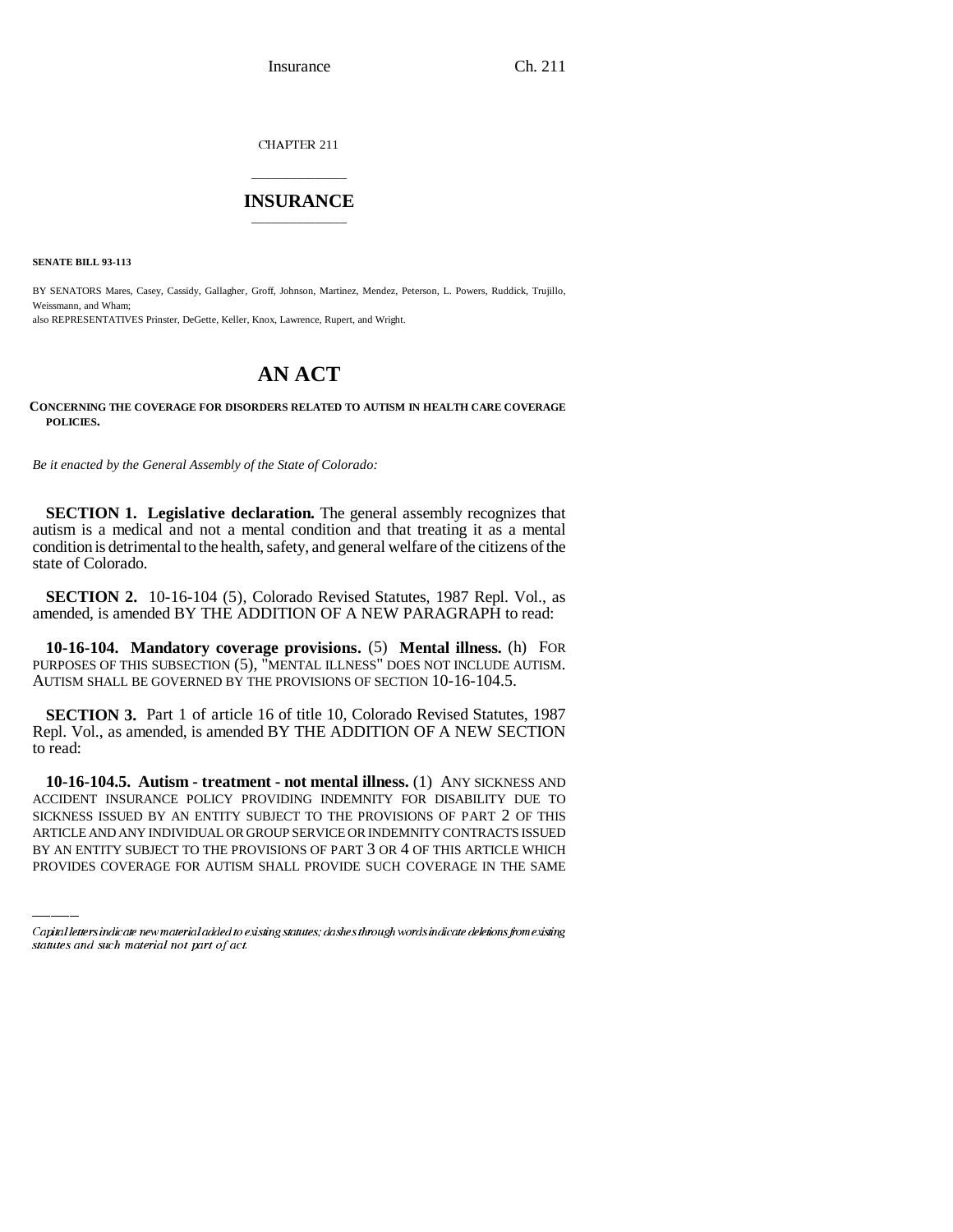CHAPTER 211

# INSURANCE

**SENATE BILL 93-113**

BY SENATORS Mares, Casey, Cassidy, Gallagher, Groff, Johnson, Martinez, Mendez, Peterson, L. Powers, Ruddick, Trujillo, Weissmann, and Wham;

also REPRESENTATIVES Prinster, DeGette, Keller, Knox, Lawrence, Rupert, and Wright.

# AN ACT

**CONCERNING THE COVERAGE FOR DISORDERS RELATED TO AUTISM IN HEALTH CARE COVERAGE POLICIES.**

*Be it enacted by the General Assembly of the State of Colorado:*

**SECTION 1. Legislative declaration.** The general assembly recognizes that autism is a medical and not a mental condition and that treating it as a mental condition is detrimental to the health, safety, and general welfare of the citizens of the state of Colorado.

**SECTION 2.** 10-16-104 (5), Colorado Revised Statutes, 1987 Repl. Vol., as amended, is amended BY THE ADDITION OF A NEW PARAGRAPH to read:

**10-16-104. Mandatory coverage provisions.** (5) **Mental illness.** (h) FOR PURPOSES OF THIS SUBSECTION (5), "MENTAL ILLNESS" DOES NOT INCLUDE AUTISM. AUTISM SHALL BE GOVERNED BY THE PROVISIONS OF SECTION 10-16-104.5.

**SECTION 3.** Part 1 of article 16 of title 10, Colorado Revised Statutes, 1987 Repl. Vol., as amended, is amended BY THE ADDITION OF A NEW SECTION to read:

**10-16-104.5. Autism - treatment - not mental illness.** (1) ANY SICKNESS AND ACCIDENT INSURANCE POLICY PROVIDING INDEMNITY FOR DISABILITY DUE TO SICKNESS ISSUED BY AN ENTITY SUBJECT TO THE PROVISIONS OF PART 2 OF THIS ARTICLE AND ANY INDIVIDUAL OR GROUP SERVICE OR INDEMNITY CONTRACTS ISSUED BY AN ENTITY SUBJECT TO THE PROVISIONS OF PART 3 OR 4 OF THIS ARTICLE WHICH PROVIDES COVERAGE FOR AUTISM SHALL PROVIDE SUCH COVERAGE IN THE SAME

*Capital letters indicate new material added to existing statutes; dashes through words indicate deletions from existing statutes and such material not part of act.*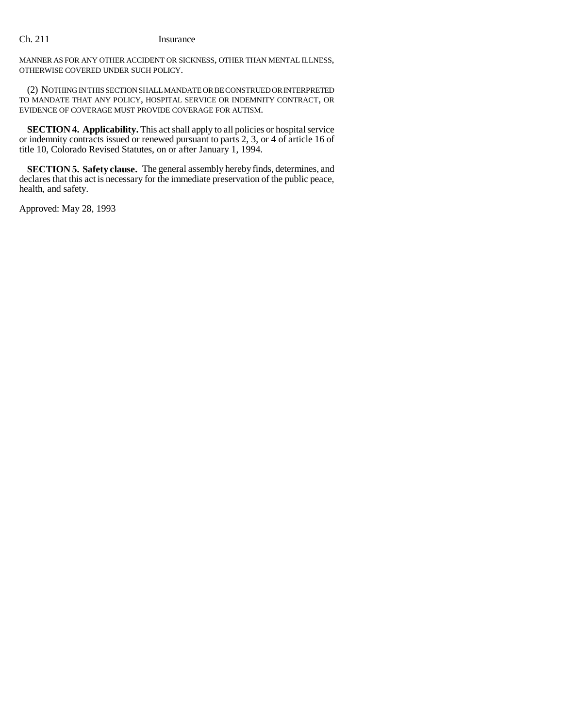MANNER AS FOR ANY OTHER ACCIDENT OR SICKNESS, OTHER THAN MENTAL ILLNESS, OTHERWISE COVERED UNDER SUCH POLICY.

(2) NOTHING IN THIS SECTION SHALL MANDATE OR BE CONSTRUED OR INTERPRETED TO MANDATE THAT ANY POLICY, HOSPITAL SERVICE OR INDEMNITY CONTRACT, OR EVIDENCE OF COVERAGE MUST PROVIDE COVERAGE FOR AUTISM.

**SECTION 4. Applicability.** This act shall apply to all policies or hospital service or indemnity contracts issued or renewed pursuant to parts 2, 3, or 4 of article 16 of title 10, Colorado Revised Statutes, on or after January 1, 1994.

**SECTION 5. Safety clause.** The general assembly hereby finds, determines, and declares that this act is necessary for the immediate preservation of the public peace, health, and safety.

Approved: May 28, 1993